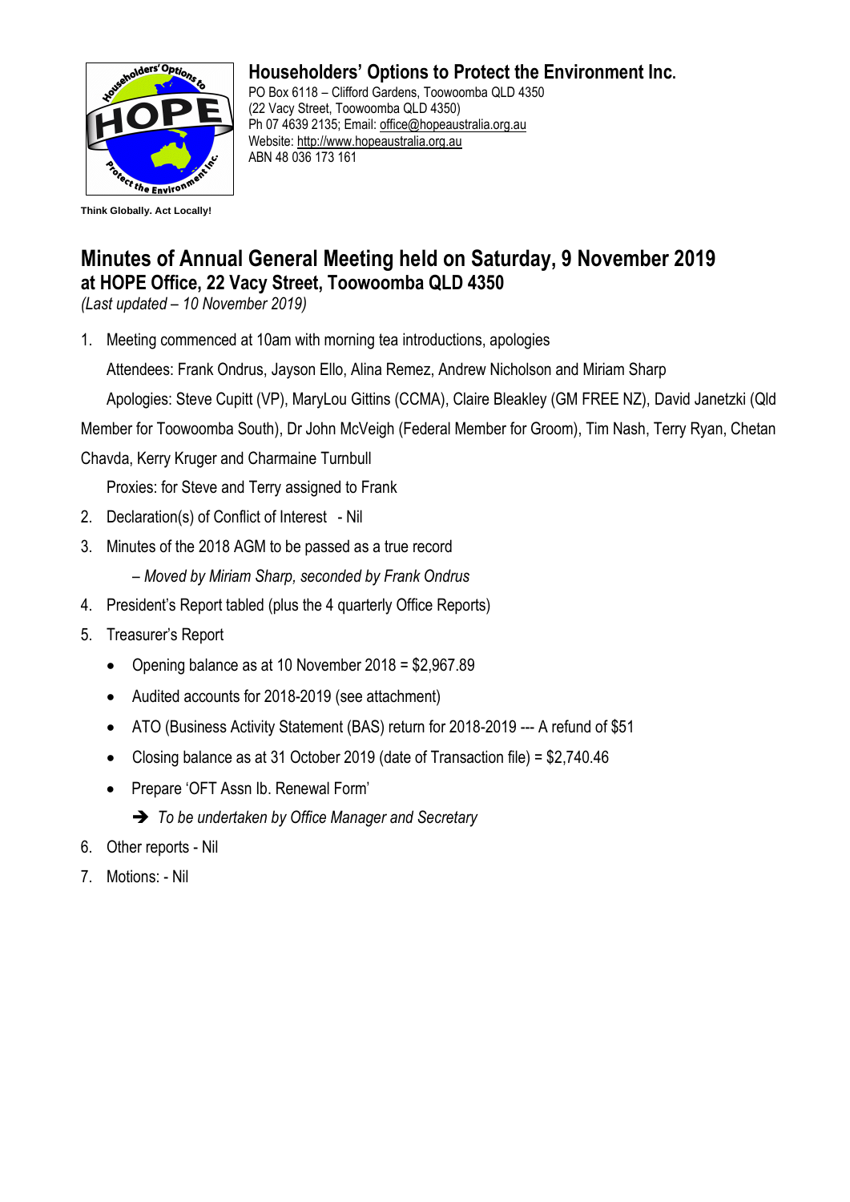Think Globally. Act Locally!

**Householders' Options to Protect the Environment Inc.**
PO Box 6118 – Clifford Gardens, Toowoomba QLD 4350
(22 Vacy Street, Toowoomba QLD 4350)
Ph 07 4639 2135; Email: office@hopeaustralia.org.au
Website: http://www.hopeaustralia.org.au
ABN 48 036 173 161

# Minutes of Annual General Meeting held on Saturday, 9 November 2019

## at HOPE Office, 22 Vacy Street, Toowoomba QLD 4350

*(Last updated – 10 November 2019)*

1. Meeting commenced at 10am with morning tea introductions, apologies

   Attendees: Frank Ondrus, Jayson Ello, Alina Remez, Andrew Nicholson and Miriam Sharp

   Apologies: Steve Cupitt (VP), MaryLou Gittins (CCMA), Claire Bleakley (GM FREE NZ), David Janetzki (Qld Member for Toowoomba South), Dr John McVeigh (Federal Member for Groom), Tim Nash, Terry Ryan, Chetan Chavda, Kerry Kruger and Charmaine Turnbull

   Proxies: for Steve and Terry assigned to Frank

2. Declaration(s) of Conflict of Interest - Nil
3. Minutes of the 2018 AGM to be passed as a true record

   *– Moved by Miriam Sharp, seconded by Frank Ondrus*

4. President's Report tabled (plus the 4 quarterly Office Reports)
5. Treasurer's Report
   - Opening balance as at 10 November 2018 = $2,967.89
   - Audited accounts for 2018-2019 (see attachment)
   - ATO (Business Activity Statement (BAS) return for 2018-2019 --- A refund of $51
   - Closing balance as at 31 October 2019 (date of Transaction file) = $2,740.46
   - Prepare 'OFT Assn Ib. Renewal Form'

     ➔ *To be undertaken by Office Manager and Secretary*

6. Other reports - Nil
7. Motions: - Nil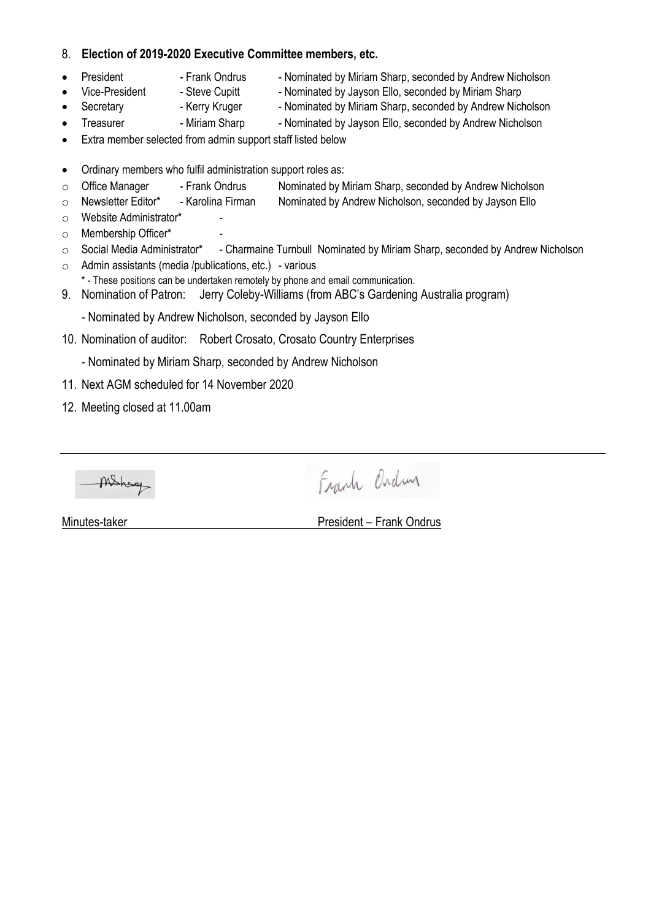8. **Election of 2019-2020 Executive Committee members, etc.**

- President - Frank Ondrus - Nominated by Miriam Sharp, seconded by Andrew Nicholson
- Vice-President - Steve Cupitt - Nominated by Jayson Ello, seconded by Miriam Sharp
- Secretary - Kerry Kruger - Nominated by Miriam Sharp, seconded by Andrew Nicholson
- Treasurer - Miriam Sharp - Nominated by Jayson Ello, seconded by Andrew Nicholson
- Extra member selected from admin support staff listed below

- Ordinary members who fulfil administration support roles as:
  - Office Manager - Frank Ondrus Nominated by Miriam Sharp, seconded by Andrew Nicholson
  - Newsletter Editor* - Karolina Firman Nominated by Andrew Nicholson, seconded by Jayson Ello
  - Website Administrator* -
  - Membership Officer* -
  - Social Media Administrator* - Charmaine Turnbull Nominated by Miriam Sharp, seconded by Andrew Nicholson
  - Admin assistants (media /publications, etc.) - various

  \* - These positions can be undertaken remotely by phone and email communication.

9. Nomination of Patron: Jerry Coleby-Williams (from ABC's Gardening Australia program)

   - Nominated by Andrew Nicholson, seconded by Jayson Ello

10. Nomination of auditor: Robert Crosato, Crosato Country Enterprises

    - Nominated by Miriam Sharp, seconded by Andrew Nicholson

11. Next AGM scheduled for 14 November 2020

12. Meeting closed at 11.00am

---

MSharp | Frank Ondrus

Minutes-taker | President – Frank Ondrus